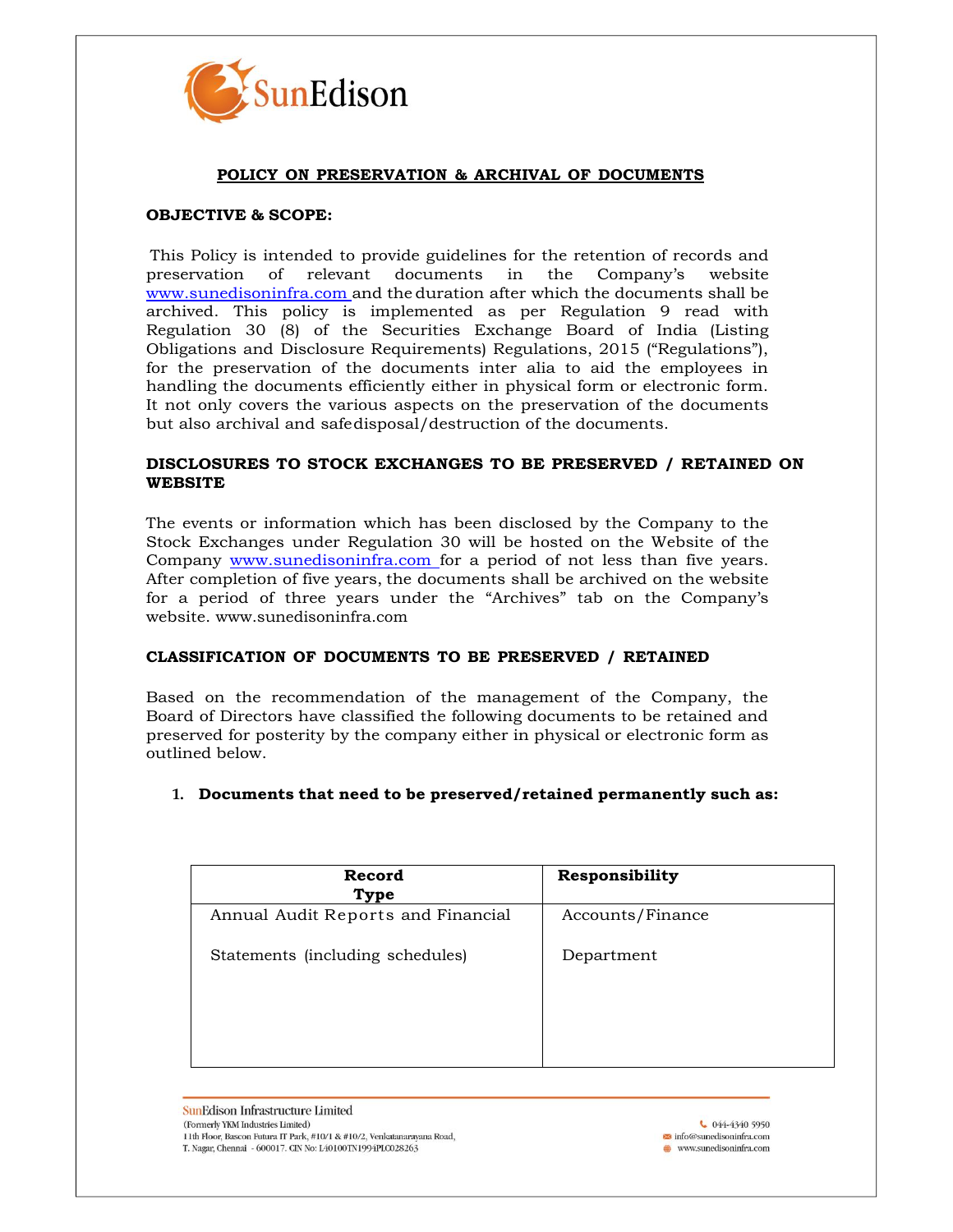## POLICY ON PRESERVATION & ARCHIVAL OF DOCUMENTS

### OBJECTIVE & SCOPE:

This Policy is intended to provide guidelines for the retention of records and preservation of relevant documents in the Company's website www.sunedisoninfra.com and the duration after which the documents shall be archived. This policy is implemented as per Regulation 9 read with Regulation 30 (8) of the Securities Exchange Board of India (Listing Obligations and Disclosure Requirements) Regulations, 2015 ("Regulations"), for the preservation of the documents inter alia to aid the employees in handling the documents efficiently either in physical form or electronic form. It not only covers the various aspects on the preservation of the documents but also archival and safedisposal/destruction of the documents.

### DISCLOSURES TO STOCK EXCHANGES TO BE PRESERVED / RETAINED ON WEBSITE

The events or information which has been disclosed by the Company to the Stock Exchanges under Regulation 30 will be hosted on the Website of the Company www.sunedisoninfra.com for a period of not less than five years. After completion of five years, the documents shall be archived on the website for a period of three years under the "Archives" tab on the Company's website. www.sunedisoninfra.com

### CLASSIFICATION OF DOCUMENTS TO BE PRESERVED / RETAINED

Based on the recommendation of the management of the Company, the Board of Directors have classified the following documents to be retained and preserved for posterity by the company either in physical or electronic form as outlined below.

1. **Documents that need to be preserved/retained permanently such as:**

| Record Type | Responsibility |
|---|---|
| Annual Audit Reports and Financial Statements (including schedules) | Accounts/Finance Department |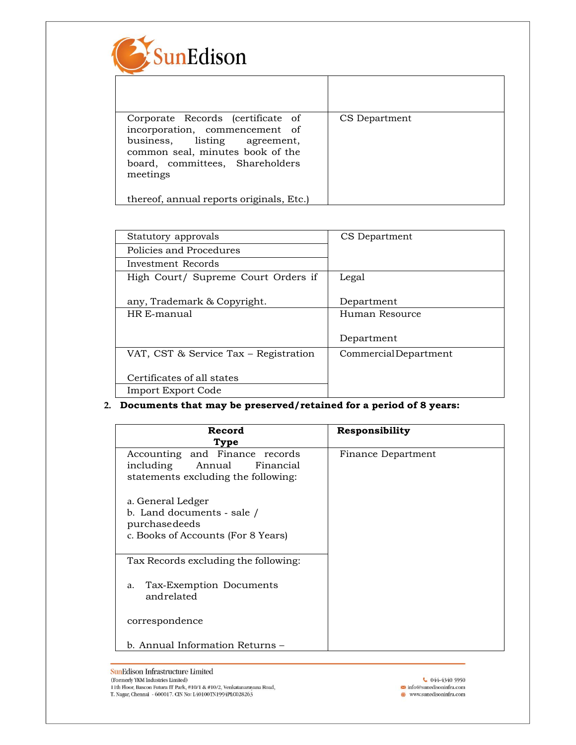| | |
|---|---|
| Corporate Records (certificate of incorporation, commencement of business, listing agreement, common seal, minutes book of the board, committees, Shareholders meetings thereof, annual reports originals, Etc.) | CS Department |

| | |
|---|---|
| Statutory approvals | CS Department |
| Policies and Procedures | |
| Investment Records | |
| High Court/ Supreme Court Orders if any, Trademark & Copyright. | Legal Department |
| HR E-manual | Human Resource Department |
| VAT, CST & Service Tax – Registration Certificates of all states | Commercial Department |
| Import Export Code | |

2. **Documents that may be preserved/retained for a period of 8 years:**

| Record Type | Responsibility |
|---|---|
| Accounting and Finance records including Annual Financial statements excluding the following:<br><br>a. General Ledger<br>b. Land documents - sale / purchase deeds<br>c. Books of Accounts (For 8 Years) | Finance Department |
| Tax Records excluding the following:<br><br>a. Tax-Exemption Documents and related correspondence<br><br>b. Annual Information Returns – | |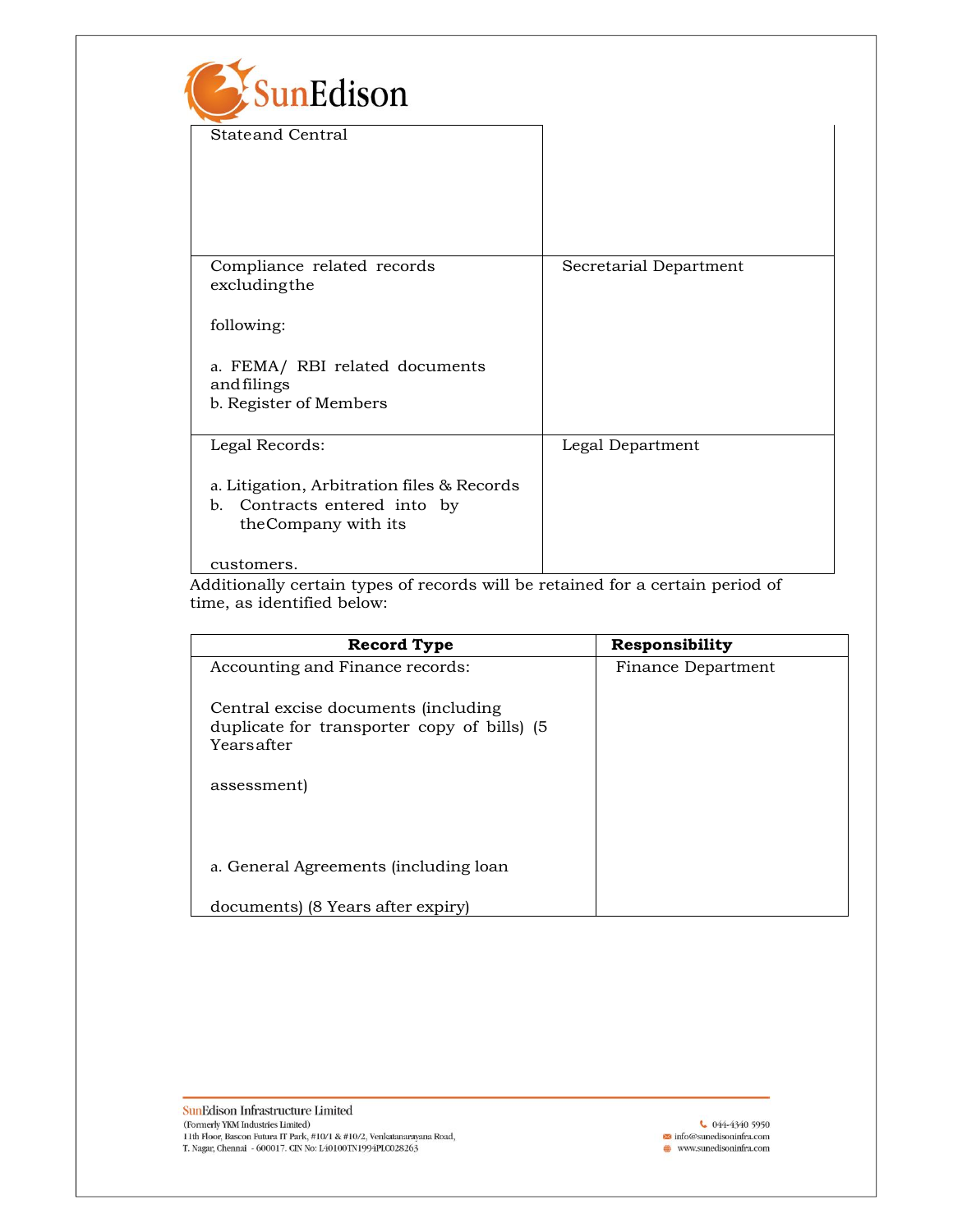| | |
|---|---|
| State and Central | |
| Compliance related records excluding the following:<br><br>a. FEMA/ RBI related documents and filings<br>b. Register of Members | Secretarial Department |
| Legal Records:<br><br>a. Litigation, Arbitration files & Records<br>b. Contracts entered into by the Company with its customers. | Legal Department |

Additionally certain types of records will be retained for a certain period of time, as identified below:

| Record Type | Responsibility |
|---|---|
| Accounting and Finance records:<br><br>Central excise documents (including duplicate for transporter copy of bills) (5 Years after assessment)<br><br>a. General Agreements (including loan documents) (8 Years after expiry) | Finance Department |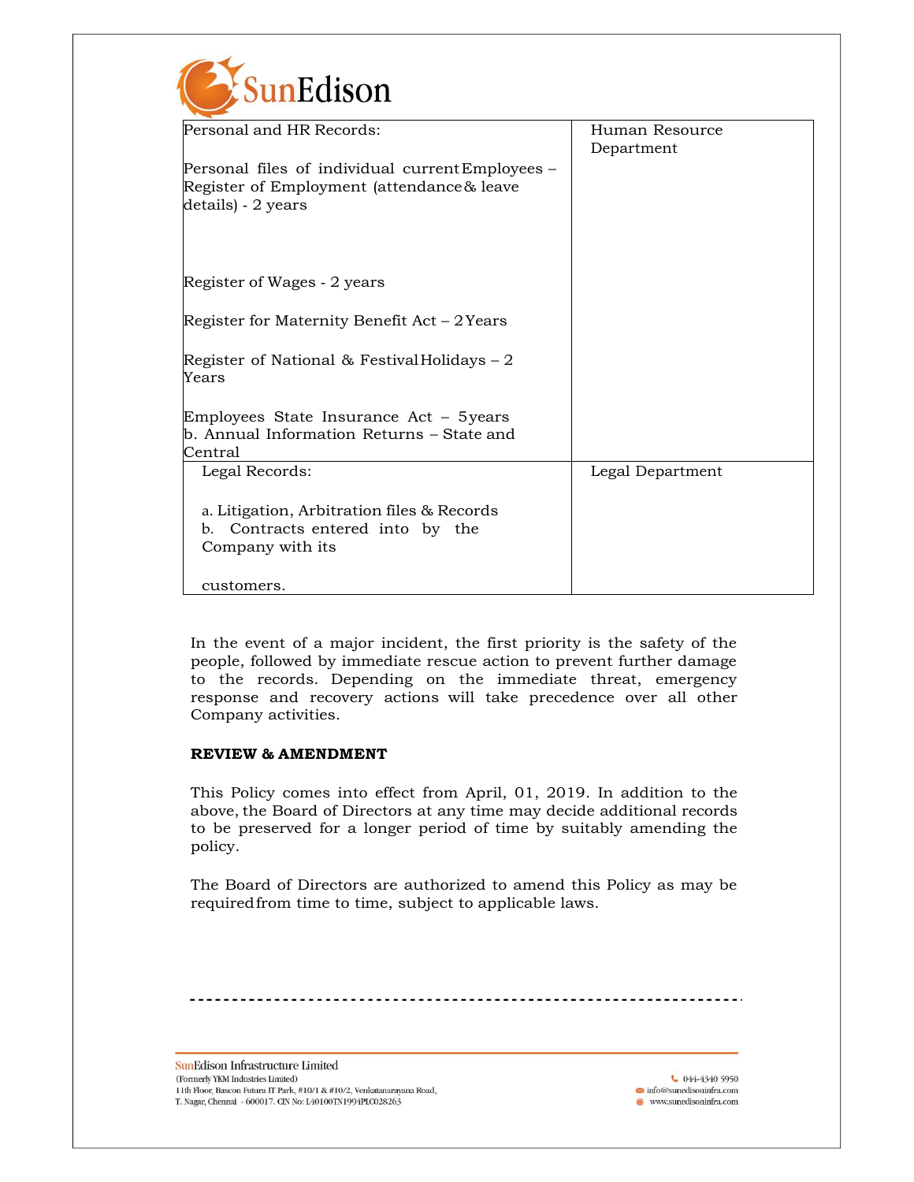| | |
|---|---|
| Personal and HR Records:<br><br>Personal files of individual current Employees – Register of Employment (attendance & leave details) - 2 years<br><br>Register of Wages - 2 years<br><br>Register for Maternity Benefit Act – 2 Years<br><br>Register of National & Festival Holidays – 2 Years<br><br>Employees State Insurance Act – 5 years<br>b. Annual Information Returns – State and Central | Human Resource Department |
| Legal Records:<br><br>a. Litigation, Arbitration files & Records<br>b. Contracts entered into by the Company with its<br><br>customers. | Legal Department |

In the event of a major incident, the first priority is the safety of the people, followed by immediate rescue action to prevent further damage to the records. Depending on the immediate threat, emergency response and recovery actions will take precedence over all other Company activities.

**REVIEW & AMENDMENT**

This Policy comes into effect from April, 01, 2019. In addition to the above, the Board of Directors at any time may decide additional records to be preserved for a longer period of time by suitably amending the policy.

The Board of Directors are authorized to amend this Policy as may be required from time to time, subject to applicable laws.

---